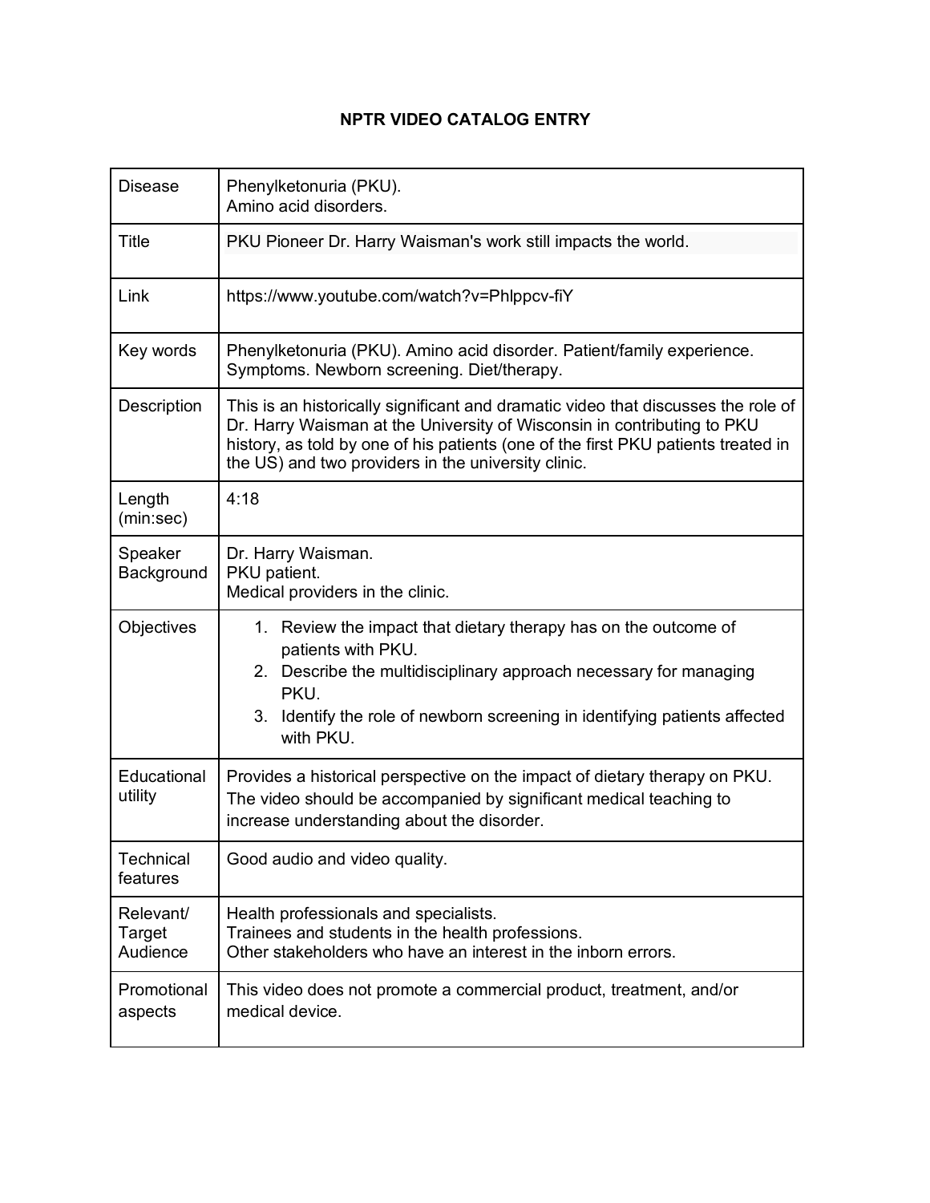# NPTR VIDEO CATALOG ENTRY

| | |
|---|---|
| Disease | Phenylketonuria (PKU).<br>Amino acid disorders. |
| Title | PKU Pioneer Dr. Harry Waisman's work still impacts the world. |
| Link | https://www.youtube.com/watch?v=Phlppcv-fiY |
| Key words | Phenylketonuria (PKU). Amino acid disorder. Patient/family experience. Symptoms. Newborn screening. Diet/therapy. |
| Description | This is an historically significant and dramatic video that discusses the role of Dr. Harry Waisman at the University of Wisconsin in contributing to PKU history, as told by one of his patients (one of the first PKU patients treated in the US) and two providers in the university clinic. |
| Length (min:sec) | 4:18 |
| Speaker Background | Dr. Harry Waisman.<br>PKU patient.<br>Medical providers in the clinic. |
| Objectives | 1. Review the impact that dietary therapy has on the outcome of patients with PKU.<br>2. Describe the multidisciplinary approach necessary for managing PKU.<br>3. Identify the role of newborn screening in identifying patients affected with PKU. |
| Educational utility | Provides a historical perspective on the impact of dietary therapy on PKU. The video should be accompanied by significant medical teaching to increase understanding about the disorder. |
| Technical features | Good audio and video quality. |
| Relevant/ Target Audience | Health professionals and specialists.<br>Trainees and students in the health professions.<br>Other stakeholders who have an interest in the inborn errors. |
| Promotional aspects | This video does not promote a commercial product, treatment, and/or medical device. |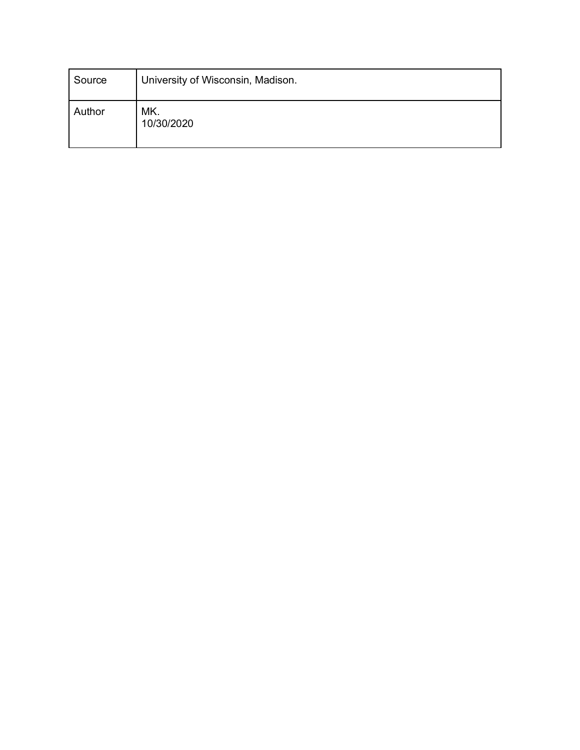| | |
|---|---|
| Source | University of Wisconsin, Madison. |
| Author | MK.<br>10/30/2020 |